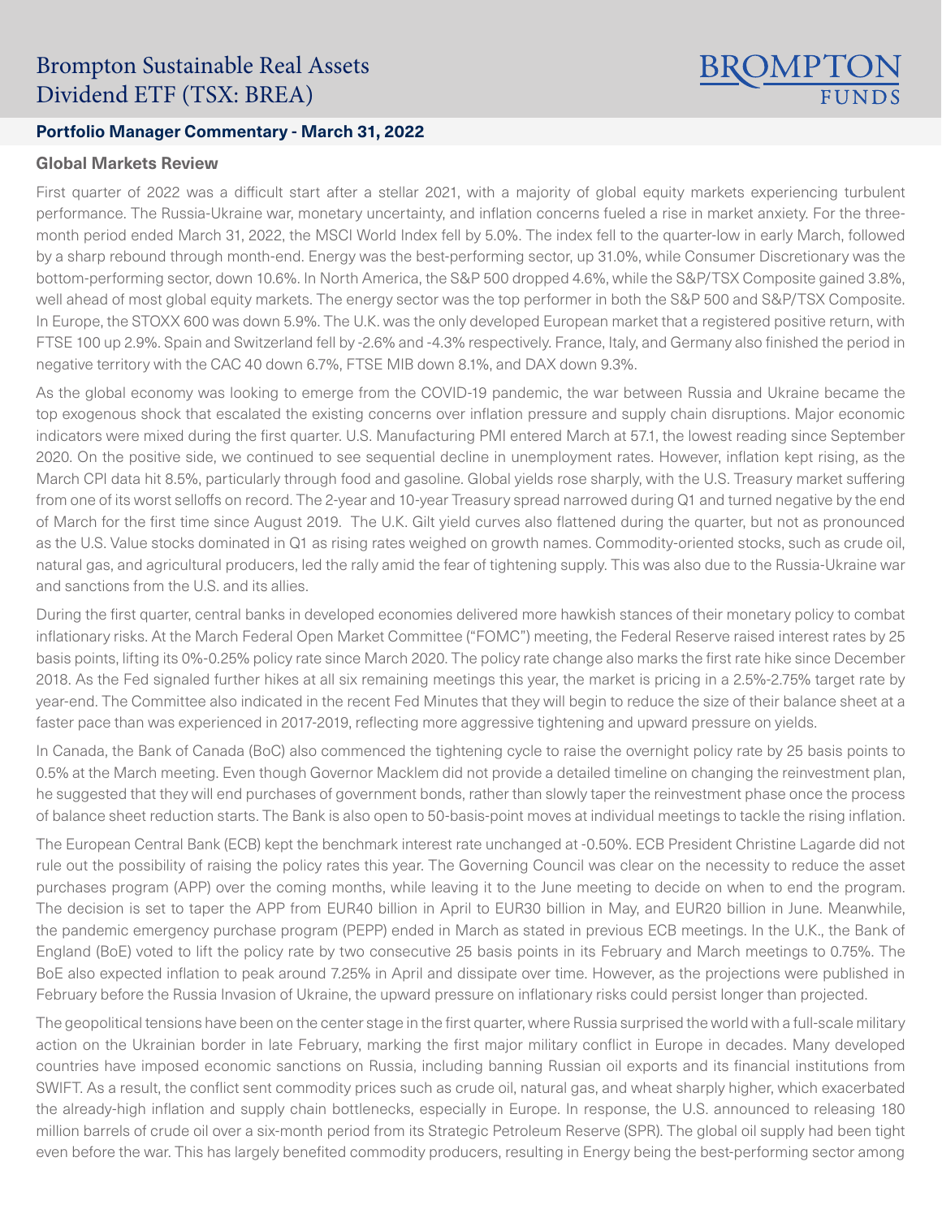# Brompton Sustainable Real Assets Dividend ETF (TSX: BREA)

BROMPTON FUNDS

## Portfolio Manager Commentary - March 31, 2022

### Global Markets Review

First quarter of 2022 was a difficult start after a stellar 2021, with a majority of global equity markets experiencing turbulent performance. The Russia-Ukraine war, monetary uncertainty, and inflation concerns fueled a rise in market anxiety. For the three-month period ended March 31, 2022, the MSCI World Index fell by 5.0%. The index fell to the quarter-low in early March, followed by a sharp rebound through month-end. Energy was the best-performing sector, up 31.0%, while Consumer Discretionary was the bottom-performing sector, down 10.6%. In North America, the S&P 500 dropped 4.6%, while the S&P/TSX Composite gained 3.8%, well ahead of most global equity markets. The energy sector was the top performer in both the S&P 500 and S&P/TSX Composite. In Europe, the STOXX 600 was down 5.9%. The U.K. was the only developed European market that a registered positive return, with FTSE 100 up 2.9%. Spain and Switzerland fell by -2.6% and -4.3% respectively. France, Italy, and Germany also finished the period in negative territory with the CAC 40 down 6.7%, FTSE MIB down 8.1%, and DAX down 9.3%.

As the global economy was looking to emerge from the COVID-19 pandemic, the war between Russia and Ukraine became the top exogenous shock that escalated the existing concerns over inflation pressure and supply chain disruptions. Major economic indicators were mixed during the first quarter. U.S. Manufacturing PMI entered March at 57.1, the lowest reading since September 2020. On the positive side, we continued to see sequential decline in unemployment rates. However, inflation kept rising, as the March CPI data hit 8.5%, particularly through food and gasoline. Global yields rose sharply, with the U.S. Treasury market suffering from one of its worst selloffs on record. The 2-year and 10-year Treasury spread narrowed during Q1 and turned negative by the end of March for the first time since August 2019. The U.K. Gilt yield curves also flattened during the quarter, but not as pronounced as the U.S. Value stocks dominated in Q1 as rising rates weighed on growth names. Commodity-oriented stocks, such as crude oil, natural gas, and agricultural producers, led the rally amid the fear of tightening supply. This was also due to the Russia-Ukraine war and sanctions from the U.S. and its allies.

During the first quarter, central banks in developed economies delivered more hawkish stances of their monetary policy to combat inflationary risks. At the March Federal Open Market Committee ("FOMC") meeting, the Federal Reserve raised interest rates by 25 basis points, lifting its 0%-0.25% policy rate since March 2020. The policy rate change also marks the first rate hike since December 2018. As the Fed signaled further hikes at all six remaining meetings this year, the market is pricing in a 2.5%-2.75% target rate by year-end. The Committee also indicated in the recent Fed Minutes that they will begin to reduce the size of their balance sheet at a faster pace than was experienced in 2017-2019, reflecting more aggressive tightening and upward pressure on yields.

In Canada, the Bank of Canada (BoC) also commenced the tightening cycle to raise the overnight policy rate by 25 basis points to 0.5% at the March meeting. Even though Governor Macklem did not provide a detailed timeline on changing the reinvestment plan, he suggested that they will end purchases of government bonds, rather than slowly taper the reinvestment phase once the process of balance sheet reduction starts. The Bank is also open to 50-basis-point moves at individual meetings to tackle the rising inflation.

The European Central Bank (ECB) kept the benchmark interest rate unchanged at -0.50%. ECB President Christine Lagarde did not rule out the possibility of raising the policy rates this year. The Governing Council was clear on the necessity to reduce the asset purchases program (APP) over the coming months, while leaving it to the June meeting to decide on when to end the program. The decision is set to taper the APP from EUR40 billion in April to EUR30 billion in May, and EUR20 billion in June. Meanwhile, the pandemic emergency purchase program (PEPP) ended in March as stated in previous ECB meetings. In the U.K., the Bank of England (BoE) voted to lift the policy rate by two consecutive 25 basis points in its February and March meetings to 0.75%. The BoE also expected inflation to peak around 7.25% in April and dissipate over time. However, as the projections were published in February before the Russia Invasion of Ukraine, the upward pressure on inflationary risks could persist longer than projected.

The geopolitical tensions have been on the center stage in the first quarter, where Russia surprised the world with a full-scale military action on the Ukrainian border in late February, marking the first major military conflict in Europe in decades. Many developed countries have imposed economic sanctions on Russia, including banning Russian oil exports and its financial institutions from SWIFT. As a result, the conflict sent commodity prices such as crude oil, natural gas, and wheat sharply higher, which exacerbated the already-high inflation and supply chain bottlenecks, especially in Europe. In response, the U.S. announced to releasing 180 million barrels of crude oil over a six-month period from its Strategic Petroleum Reserve (SPR). The global oil supply had been tight even before the war. This has largely benefited commodity producers, resulting in Energy being the best-performing sector among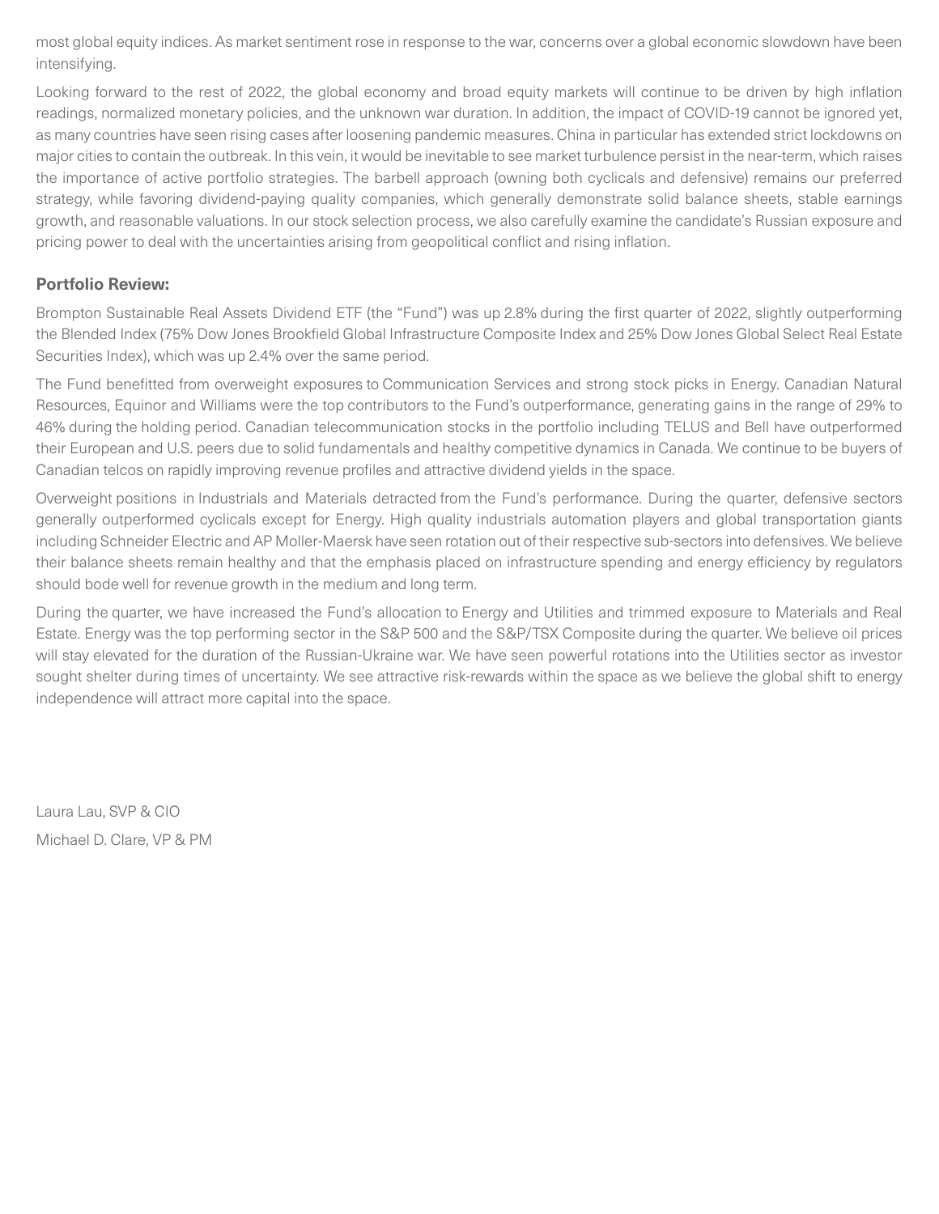most global equity indices. As market sentiment rose in response to the war, concerns over a global economic slowdown have been intensifying.

Looking forward to the rest of 2022, the global economy and broad equity markets will continue to be driven by high inflation readings, normalized monetary policies, and the unknown war duration. In addition, the impact of COVID-19 cannot be ignored yet, as many countries have seen rising cases after loosening pandemic measures. China in particular has extended strict lockdowns on major cities to contain the outbreak. In this vein, it would be inevitable to see market turbulence persist in the near-term, which raises the importance of active portfolio strategies. The barbell approach (owning both cyclicals and defensive) remains our preferred strategy, while favoring dividend-paying quality companies, which generally demonstrate solid balance sheets, stable earnings growth, and reasonable valuations. In our stock selection process, we also carefully examine the candidate's Russian exposure and pricing power to deal with the uncertainties arising from geopolitical conflict and rising inflation.

**Portfolio Review:**

Brompton Sustainable Real Assets Dividend ETF (the "Fund") was up 2.8% during the first quarter of 2022, slightly outperforming the Blended Index (75% Dow Jones Brookfield Global Infrastructure Composite Index and 25% Dow Jones Global Select Real Estate Securities Index), which was up 2.4% over the same period.

The Fund benefitted from overweight exposures to Communication Services and strong stock picks in Energy. Canadian Natural Resources, Equinor and Williams were the top contributors to the Fund's outperformance, generating gains in the range of 29% to 46% during the holding period. Canadian telecommunication stocks in the portfolio including TELUS and Bell have outperformed their European and U.S. peers due to solid fundamentals and healthy competitive dynamics in Canada. We continue to be buyers of Canadian telcos on rapidly improving revenue profiles and attractive dividend yields in the space.

Overweight positions in Industrials and Materials detracted from the Fund's performance. During the quarter, defensive sectors generally outperformed cyclicals except for Energy. High quality industrials automation players and global transportation giants including Schneider Electric and AP Moller-Maersk have seen rotation out of their respective sub-sectors into defensives. We believe their balance sheets remain healthy and that the emphasis placed on infrastructure spending and energy efficiency by regulators should bode well for revenue growth in the medium and long term.

During the quarter, we have increased the Fund's allocation to Energy and Utilities and trimmed exposure to Materials and Real Estate. Energy was the top performing sector in the S&P 500 and the S&P/TSX Composite during the quarter. We believe oil prices will stay elevated for the duration of the Russian-Ukraine war. We have seen powerful rotations into the Utilities sector as investor sought shelter during times of uncertainty. We see attractive risk-rewards within the space as we believe the global shift to energy independence will attract more capital into the space.

Laura Lau, SVP & CIO

Michael D. Clare, VP & PM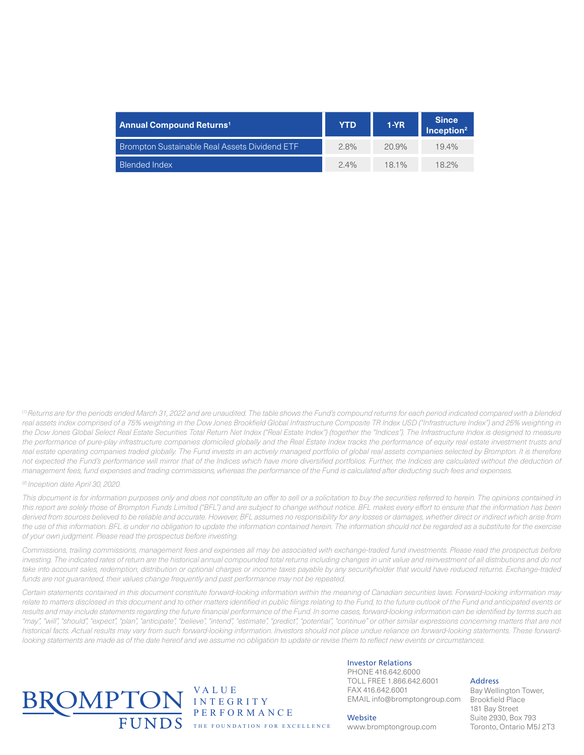| Annual Compound Returns[1] | YTD | 1-YR | Since Inception[2] |
|---|---|---|---|
| Brompton Sustainable Real Assets Dividend ETF | 2.8% | 20.9% | 19.4% |
| Blended Index | 2.4% | 18.1% | 18.2% |

*(1) Returns are for the periods ended March 31, 2022 and are unaudited. The table shows the Fund's compound returns for each period indicated compared with a blended real assets index comprised of a 75% weighting in the Dow Jones Brookfield Global Infrastructure Composite TR Index USD ("Infrastructure Index") and 25% weighting in the Dow Jones Global Select Real Estate Securities Total Return Net Index ("Real Estate Index") (together the "Indices"). The Infrastructure Index is designed to measure the performance of pure-play infrastructure companies domiciled globally and the Real Estate Index tracks the performance of equity real estate investment trusts and real estate operating companies traded globally. The Fund invests in an actively managed portfolio of global real assets companies selected by Brompton. It is therefore not expected the Fund's performance will mirror that of the Indices which have more diversified portfolios. Further, the Indices are calculated without the deduction of management fees, fund expenses and trading commissions, whereas the performance of the Fund is calculated after deducting such fees and expenses.*

*(2) Inception date April 30, 2020.*

*This document is for information purposes only and does not constitute an offer to sell or a solicitation to buy the securities referred to herein. The opinions contained in this report are solely those of Brompton Funds Limited ("BFL") and are subject to change without notice. BFL makes every effort to ensure that the information has been derived from sources believed to be reliable and accurate. However, BFL assumes no responsibility for any losses or damages, whether direct or indirect which arise from the use of this information. BFL is under no obligation to update the information contained herein. The information should not be regarded as a substitute for the exercise of your own judgment. Please read the prospectus before investing.*

*Commissions, trailing commissions, management fees and expenses all may be associated with exchange-traded fund investments. Please read the prospectus before investing. The indicated rates of return are the historical annual compounded total returns including changes in unit value and reinvestment of all distributions and do not take into account sales, redemption, distribution or optional charges or income taxes payable by any securityholder that would have reduced returns. Exchange-traded funds are not guaranteed, their values change frequently and past performance may not be repeated.*

*Certain statements contained in this document constitute forward-looking information within the meaning of Canadian securities laws. Forward-looking information may relate to matters disclosed in this document and to other matters identified in public filings relating to the Fund, to the future outlook of the Fund and anticipated events or results and may include statements regarding the future financial performance of the Fund. In some cases, forward-looking information can be identified by terms such as "may", "will", "should", "expect", "plan", "anticipate", "believe", "intend", "estimate", "predict", "potential", "continue" or other similar expressions concerning matters that are not historical facts. Actual results may vary from such forward-looking information. Investors should not place undue reliance on forward-looking statements. These forward-looking statements are made as of the date hereof and we assume no obligation to update or revise them to reflect new events or circumstances.*

BROMPTON FUNDS

VALUE
INTEGRITY
PERFORMANCE
THE FOUNDATION FOR EXCELLENCE

**Investor Relations**
PHONE 416.642.6000
TOLL FREE 1.866.642.6001
FAX 416.642.6001
EMAIL info@bromptongroup.com

**Website**
www.bromptongroup.com

**Address**
Bay Wellington Tower,
Brookfield Place
181 Bay Street
Suite 2930, Box 793
Toronto, Ontario M5J 2T3